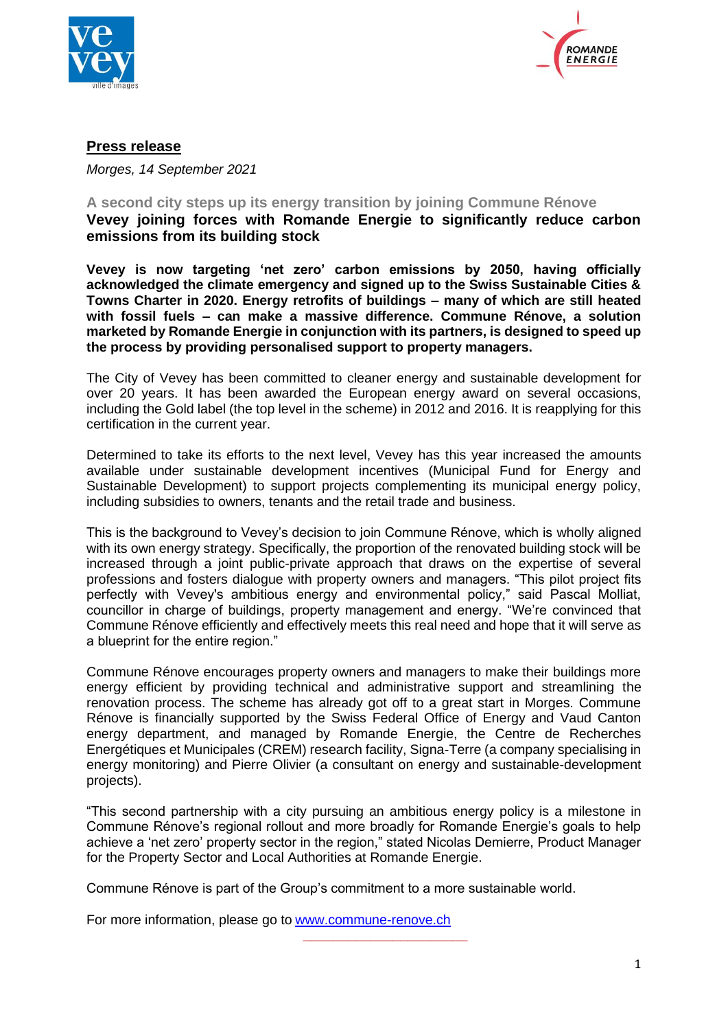**Press release**

*Morges, 14 September 2021*

## A second city steps up its energy transition by joining Commune Rénove

## Vevey joining forces with Romande Energie to significantly reduce carbon emissions from its building stock

**Vevey is now targeting 'net zero' carbon emissions by 2050, having officially acknowledged the climate emergency and signed up to the Swiss Sustainable Cities & Towns Charter in 2020. Energy retrofits of buildings – many of which are still heated with fossil fuels – can make a massive difference. Commune Rénove, a solution marketed by Romande Energie in conjunction with its partners, is designed to speed up the process by providing personalised support to property managers.**

The City of Vevey has been committed to cleaner energy and sustainable development for over 20 years. It has been awarded the European energy award on several occasions, including the Gold label (the top level in the scheme) in 2012 and 2016. It is reapplying for this certification in the current year.

Determined to take its efforts to the next level, Vevey has this year increased the amounts available under sustainable development incentives (Municipal Fund for Energy and Sustainable Development) to support projects complementing its municipal energy policy, including subsidies to owners, tenants and the retail trade and business.

This is the background to Vevey's decision to join Commune Rénove, which is wholly aligned with its own energy strategy. Specifically, the proportion of the renovated building stock will be increased through a joint public-private approach that draws on the expertise of several professions and fosters dialogue with property owners and managers. "This pilot project fits perfectly with Vevey's ambitious energy and environmental policy," said Pascal Molliat, councillor in charge of buildings, property management and energy. "We're convinced that Commune Rénove efficiently and effectively meets this real need and hope that it will serve as a blueprint for the entire region."

Commune Rénove encourages property owners and managers to make their buildings more energy efficient by providing technical and administrative support and streamlining the renovation process. The scheme has already got off to a great start in Morges. Commune Rénove is financially supported by the Swiss Federal Office of Energy and Vaud Canton energy department, and managed by Romande Energie, the Centre de Recherches Energétiques et Municipales (CREM) research facility, Signa-Terre (a company specialising in energy monitoring) and Pierre Olivier (a consultant on energy and sustainable-development projects).

"This second partnership with a city pursuing an ambitious energy policy is a milestone in Commune Rénove's regional rollout and more broadly for Romande Energie's goals to help achieve a 'net zero' property sector in the region," stated Nicolas Demierre, Product Manager for the Property Sector and Local Authorities at Romande Energie.

Commune Rénove is part of the Group's commitment to a more sustainable world.

For more information, please go to [www.commune-renove.ch](http://www.commune-renove.ch)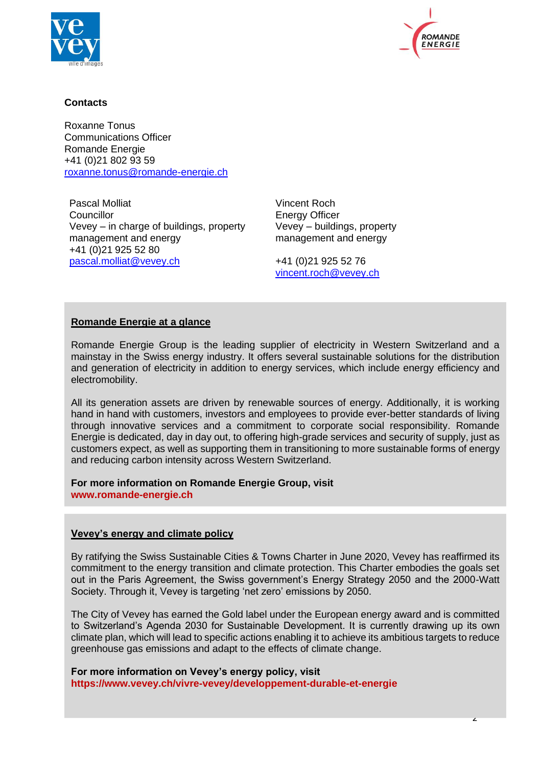**Contacts**

Roxanne Tonus
Communications Officer
Romande Energie
+41 (0)21 802 93 59
roxanne.tonus@romande-energie.ch

Pascal Molliat
Councillor
Vevey – in charge of buildings, property management and energy
+41 (0)21 925 52 80
pascal.molliat@vevey.ch

Vincent Roch
Energy Officer
Vevey – buildings, property management and energy

+41 (0)21 925 52 76
vincent.roch@vevey.ch

**Romande Energie at a glance**

Romande Energie Group is the leading supplier of electricity in Western Switzerland and a mainstay in the Swiss energy industry. It offers several sustainable solutions for the distribution and generation of electricity in addition to energy services, which include energy efficiency and electromobility.

All its generation assets are driven by renewable sources of energy. Additionally, it is working hand in hand with customers, investors and employees to provide ever-better standards of living through innovative services and a commitment to corporate social responsibility. Romande Energie is dedicated, day in day out, to offering high-grade services and security of supply, just as customers expect, as well as supporting them in transitioning to more sustainable forms of energy and reducing carbon intensity across Western Switzerland.

**For more information on Romande Energie Group, visit**
**www.romande-energie.ch**

**Vevey's energy and climate policy**

By ratifying the Swiss Sustainable Cities & Towns Charter in June 2020, Vevey has reaffirmed its commitment to the energy transition and climate protection. This Charter embodies the goals set out in the Paris Agreement, the Swiss government's Energy Strategy 2050 and the 2000-Watt Society. Through it, Vevey is targeting 'net zero' emissions by 2050.

The City of Vevey has earned the Gold label under the European energy award and is committed to Switzerland's Agenda 2030 for Sustainable Development. It is currently drawing up its own climate plan, which will lead to specific actions enabling it to achieve its ambitious targets to reduce greenhouse gas emissions and adapt to the effects of climate change.

**For more information on Vevey's energy policy, visit**
**https://www.vevey.ch/vivre-vevey/developpement-durable-et-energie**